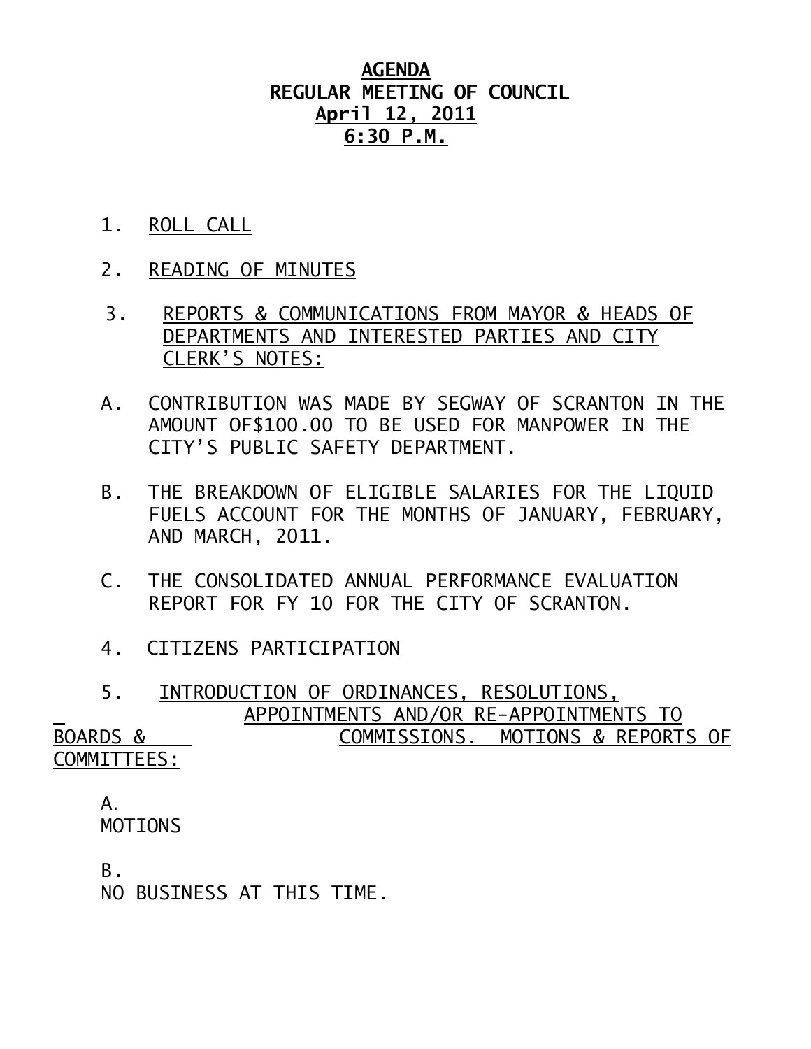# AGENDA
## REGULAR MEETING OF COUNCIL
## April 12, 2011
## 6:30 P.M.

1. ROLL CALL

2. READING OF MINUTES

3. REPORTS & COMMUNICATIONS FROM MAYOR & HEADS OF DEPARTMENTS AND INTERESTED PARTIES AND CITY CLERK'S NOTES:

A. CONTRIBUTION WAS MADE BY SEGWAY OF SCRANTON IN THE AMOUNT OF$100.00 TO BE USED FOR MANPOWER IN THE CITY'S PUBLIC SAFETY DEPARTMENT.

B. THE BREAKDOWN OF ELIGIBLE SALARIES FOR THE LIQUID FUELS ACCOUNT FOR THE MONTHS OF JANUARY, FEBRUARY, AND MARCH, 2011.

C. THE CONSOLIDATED ANNUAL PERFORMANCE EVALUATION REPORT FOR FY 10 FOR THE CITY OF SCRANTON.

4. CITIZENS PARTICIPATION

5. INTRODUCTION OF ORDINANCES, RESOLUTIONS, APPOINTMENTS AND/OR RE-APPOINTMENTS TO BOARDS & COMMISSIONS. MOTIONS & REPORTS OF COMMITTEES:

A.
MOTIONS

B.
NO BUSINESS AT THIS TIME.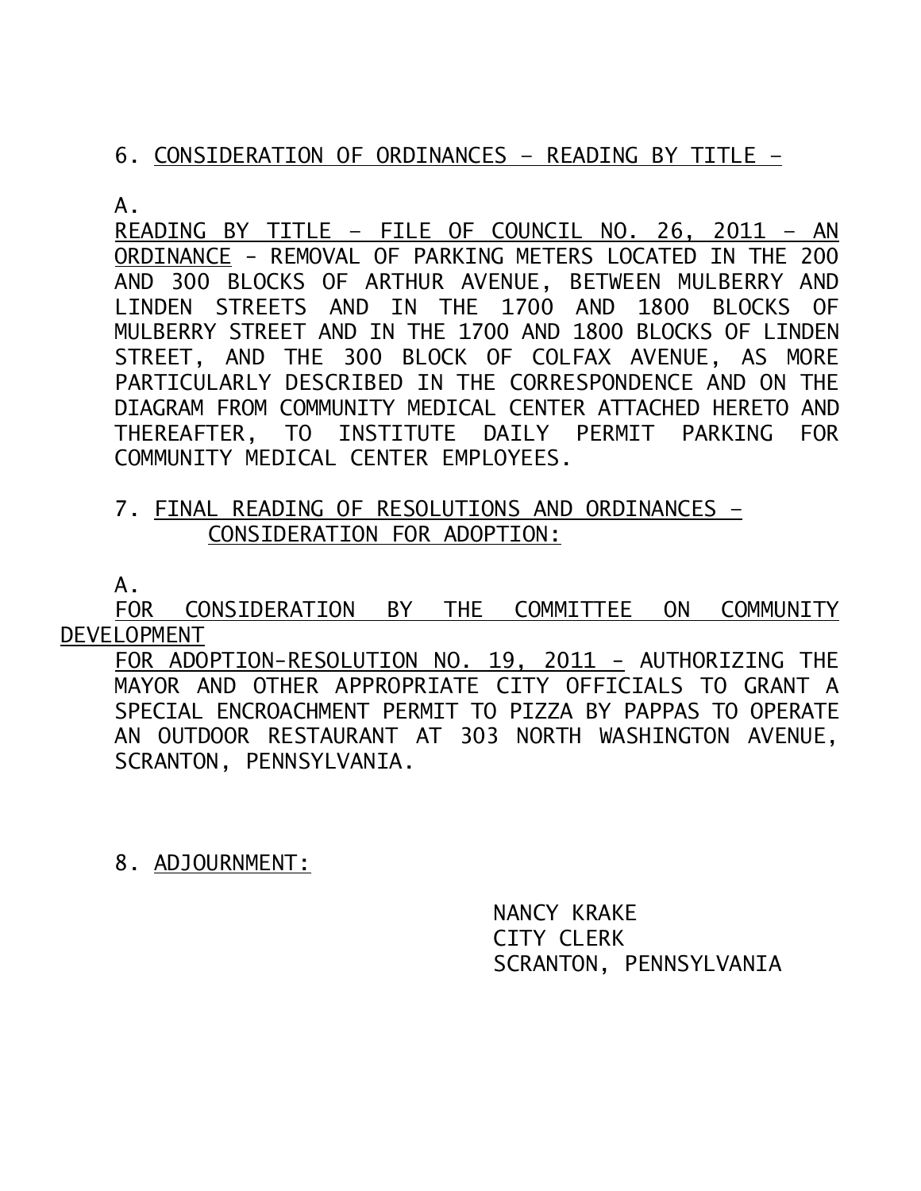6. CONSIDERATION OF ORDINANCES – READING BY TITLE –

A.
READING BY TITLE – FILE OF COUNCIL NO. 26, 2011 – AN ORDINANCE - REMOVAL OF PARKING METERS LOCATED IN THE 200 AND 300 BLOCKS OF ARTHUR AVENUE, BETWEEN MULBERRY AND LINDEN STREETS AND IN THE 1700 AND 1800 BLOCKS OF MULBERRY STREET AND IN THE 1700 AND 1800 BLOCKS OF LINDEN STREET, AND THE 300 BLOCK OF COLFAX AVENUE, AS MORE PARTICULARLY DESCRIBED IN THE CORRESPONDENCE AND ON THE DIAGRAM FROM COMMUNITY MEDICAL CENTER ATTACHED HERETO AND THEREAFTER, TO INSTITUTE DAILY PERMIT PARKING FOR COMMUNITY MEDICAL CENTER EMPLOYEES.

7. FINAL READING OF RESOLUTIONS AND ORDINANCES – CONSIDERATION FOR ADOPTION:

A.
FOR CONSIDERATION BY THE COMMITTEE ON COMMUNITY DEVELOPMENT
FOR ADOPTION-RESOLUTION NO. 19, 2011 - AUTHORIZING THE MAYOR AND OTHER APPROPRIATE CITY OFFICIALS TO GRANT A SPECIAL ENCROACHMENT PERMIT TO PIZZA BY PAPPAS TO OPERATE AN OUTDOOR RESTAURANT AT 303 NORTH WASHINGTON AVENUE, SCRANTON, PENNSYLVANIA.

8. ADJOURNMENT:

NANCY KRAKE
CITY CLERK
SCRANTON, PENNSYLVANIA